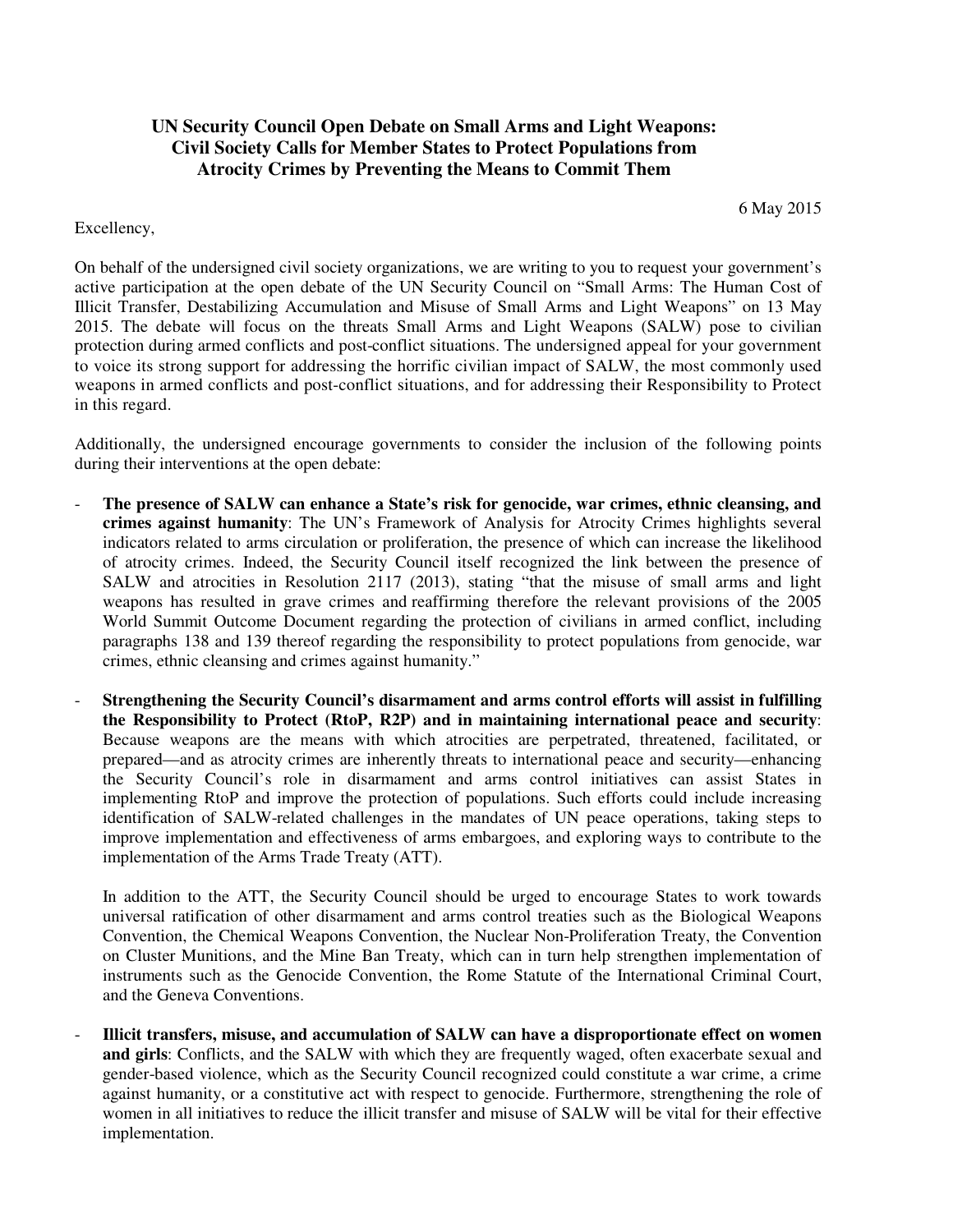**UN Security Council Open Debate on Small Arms and Light Weapons: Civil Society Calls for Member States to Protect Populations from Atrocity Crimes by Preventing the Means to Commit Them**

6 May 2015

Excellency,

On behalf of the undersigned civil society organizations, we are writing to you to request your government's active participation at the open debate of the UN Security Council on "Small Arms: The Human Cost of Illicit Transfer, Destabilizing Accumulation and Misuse of Small Arms and Light Weapons" on 13 May 2015. The debate will focus on the threats Small Arms and Light Weapons (SALW) pose to civilian protection during armed conflicts and post-conflict situations. The undersigned appeal for your government to voice its strong support for addressing the horrific civilian impact of SALW, the most commonly used weapons in armed conflicts and post-conflict situations, and for addressing their Responsibility to Protect in this regard.

Additionally, the undersigned encourage governments to consider the inclusion of the following points during their interventions at the open debate:

- **The presence of SALW can enhance a State's risk for genocide, war crimes, ethnic cleansing, and crimes against humanity**: The UN's Framework of Analysis for Atrocity Crimes highlights several indicators related to arms circulation or proliferation, the presence of which can increase the likelihood of atrocity crimes. Indeed, the Security Council itself recognized the link between the presence of SALW and atrocities in Resolution 2117 (2013), stating "that the misuse of small arms and light weapons has resulted in grave crimes and reaffirming therefore the relevant provisions of the 2005 World Summit Outcome Document regarding the protection of civilians in armed conflict, including paragraphs 138 and 139 thereof regarding the responsibility to protect populations from genocide, war crimes, ethnic cleansing and crimes against humanity."

- **Strengthening the Security Council's disarmament and arms control efforts will assist in fulfilling the Responsibility to Protect (RtoP, R2P) and in maintaining international peace and security**: Because weapons are the means with which atrocities are perpetrated, threatened, facilitated, or prepared—and as atrocity crimes are inherently threats to international peace and security—enhancing the Security Council's role in disarmament and arms control initiatives can assist States in implementing RtoP and improve the protection of populations. Such efforts could include increasing identification of SALW-related challenges in the mandates of UN peace operations, taking steps to improve implementation and effectiveness of arms embargoes, and exploring ways to contribute to the implementation of the Arms Trade Treaty (ATT).

  In addition to the ATT, the Security Council should be urged to encourage States to work towards universal ratification of other disarmament and arms control treaties such as the Biological Weapons Convention, the Chemical Weapons Convention, the Nuclear Non-Proliferation Treaty, the Convention on Cluster Munitions, and the Mine Ban Treaty, which can in turn help strengthen implementation of instruments such as the Genocide Convention, the Rome Statute of the International Criminal Court, and the Geneva Conventions.

- **Illicit transfers, misuse, and accumulation of SALW can have a disproportionate effect on women and girls**: Conflicts, and the SALW with which they are frequently waged, often exacerbate sexual and gender-based violence, which as the Security Council recognized could constitute a war crime, a crime against humanity, or a constitutive act with respect to genocide. Furthermore, strengthening the role of women in all initiatives to reduce the illicit transfer and misuse of SALW will be vital for their effective implementation.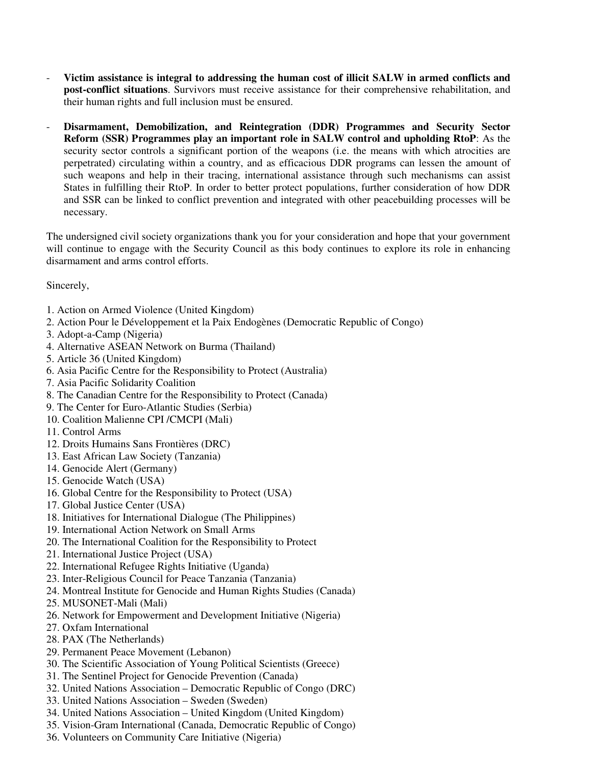- **Victim assistance is integral to addressing the human cost of illicit SALW in armed conflicts and post-conflict situations**. Survivors must receive assistance for their comprehensive rehabilitation, and their human rights and full inclusion must be ensured.

- **Disarmament, Demobilization, and Reintegration (DDR) Programmes and Security Sector Reform (SSR) Programmes play an important role in SALW control and upholding RtoP**: As the security sector controls a significant portion of the weapons (i.e. the means with which atrocities are perpetrated) circulating within a country, and as efficacious DDR programs can lessen the amount of such weapons and help in their tracing, international assistance through such mechanisms can assist States in fulfilling their RtoP. In order to better protect populations, further consideration of how DDR and SSR can be linked to conflict prevention and integrated with other peacebuilding processes will be necessary.

The undersigned civil society organizations thank you for your consideration and hope that your government will continue to engage with the Security Council as this body continues to explore its role in enhancing disarmament and arms control efforts.

Sincerely,

1. Action on Armed Violence (United Kingdom)
2. Action Pour le Développement et la Paix Endogènes (Democratic Republic of Congo)
3. Adopt-a-Camp (Nigeria)
4. Alternative ASEAN Network on Burma (Thailand)
5. Article 36 (United Kingdom)
6. Asia Pacific Centre for the Responsibility to Protect (Australia)
7. Asia Pacific Solidarity Coalition
8. The Canadian Centre for the Responsibility to Protect (Canada)
9. The Center for Euro-Atlantic Studies (Serbia)
10. Coalition Malienne CPI /CMCPI (Mali)
11. Control Arms
12. Droits Humains Sans Frontières (DRC)
13. East African Law Society (Tanzania)
14. Genocide Alert (Germany)
15. Genocide Watch (USA)
16. Global Centre for the Responsibility to Protect (USA)
17. Global Justice Center (USA)
18. Initiatives for International Dialogue (The Philippines)
19. International Action Network on Small Arms
20. The International Coalition for the Responsibility to Protect
21. International Justice Project (USA)
22. International Refugee Rights Initiative (Uganda)
23. Inter-Religious Council for Peace Tanzania (Tanzania)
24. Montreal Institute for Genocide and Human Rights Studies (Canada)
25. MUSONET-Mali (Mali)
26. Network for Empowerment and Development Initiative (Nigeria)
27. Oxfam International
28. PAX (The Netherlands)
29. Permanent Peace Movement (Lebanon)
30. The Scientific Association of Young Political Scientists (Greece)
31. The Sentinel Project for Genocide Prevention (Canada)
32. United Nations Association – Democratic Republic of Congo (DRC)
33. United Nations Association – Sweden (Sweden)
34. United Nations Association – United Kingdom (United Kingdom)
35. Vision-Gram International (Canada, Democratic Republic of Congo)
36. Volunteers on Community Care Initiative (Nigeria)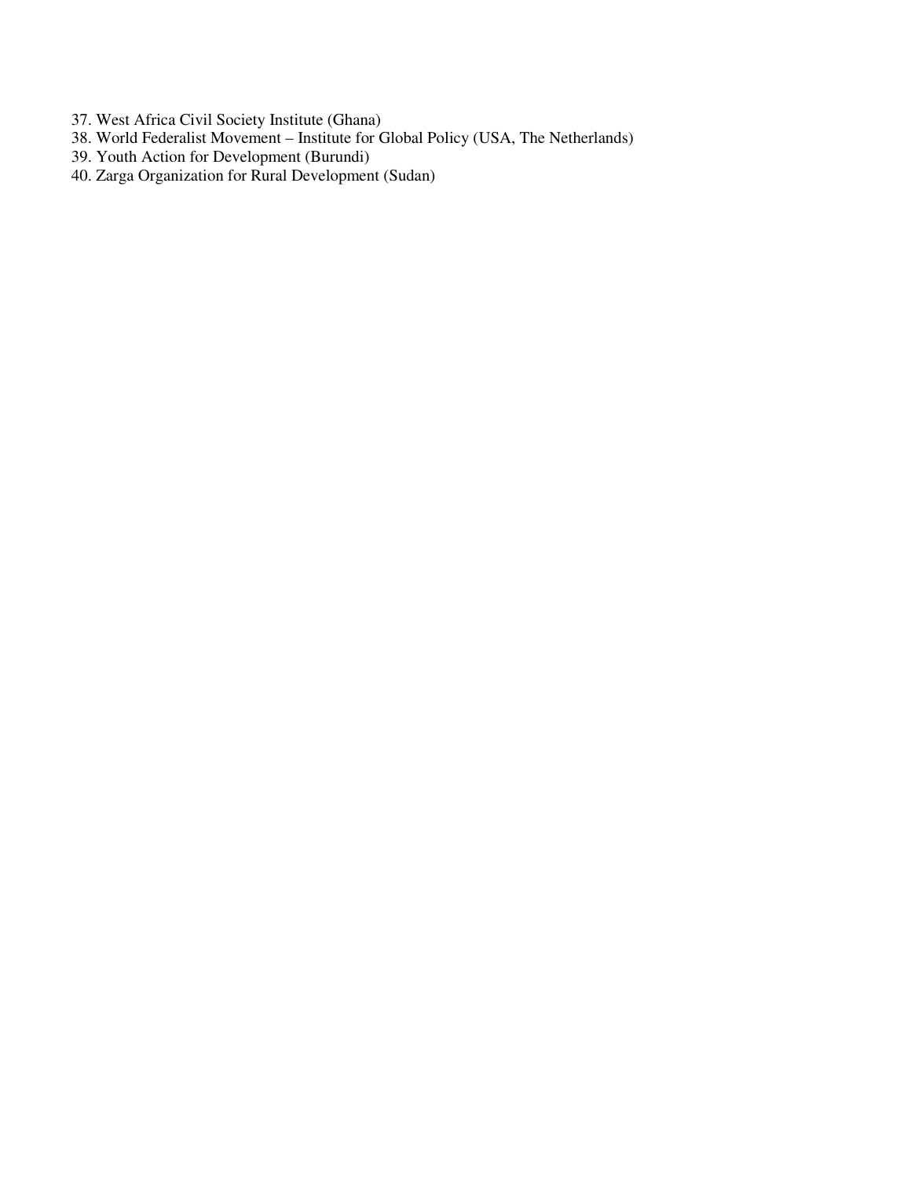37. West Africa Civil Society Institute (Ghana)
38. World Federalist Movement – Institute for Global Policy (USA, The Netherlands)
39. Youth Action for Development (Burundi)
40. Zarga Organization for Rural Development (Sudan)